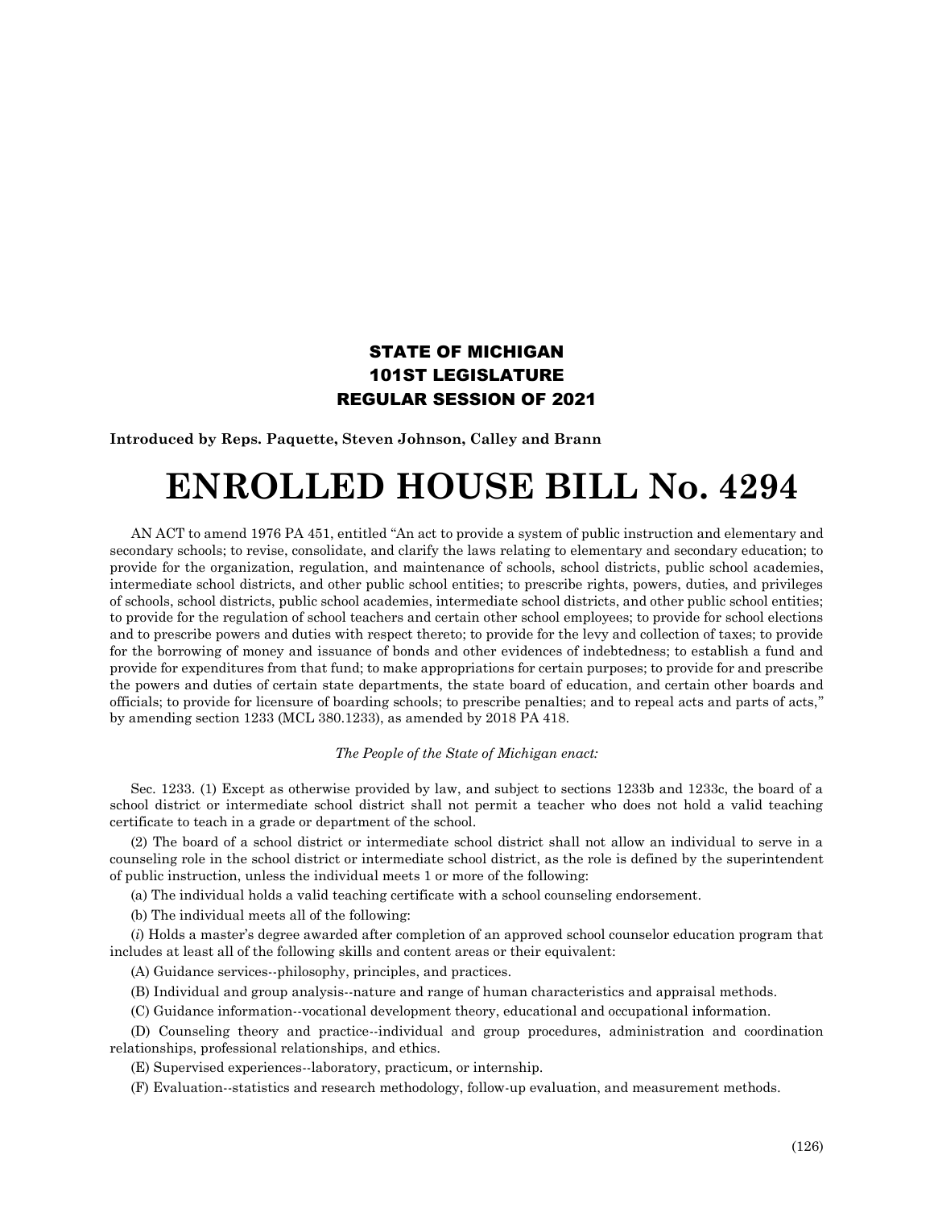**STATE OF MICHIGAN**
**101ST LEGISLATURE**
**REGULAR SESSION OF 2021**

**Introduced by Reps. Paquette, Steven Johnson, Calley and Brann**

# ENROLLED HOUSE BILL No. 4294

AN ACT to amend 1976 PA 451, entitled "An act to provide a system of public instruction and elementary and secondary schools; to revise, consolidate, and clarify the laws relating to elementary and secondary education; to provide for the organization, regulation, and maintenance of schools, school districts, public school academies, intermediate school districts, and other public school entities; to prescribe rights, powers, duties, and privileges of schools, school districts, public school academies, intermediate school districts, and other public school entities; to provide for the regulation of school teachers and certain other school employees; to provide for school elections and to prescribe powers and duties with respect thereto; to provide for the levy and collection of taxes; to provide for the borrowing of money and issuance of bonds and other evidences of indebtedness; to establish a fund and provide for expenditures from that fund; to make appropriations for certain purposes; to provide for and prescribe the powers and duties of certain state departments, the state board of education, and certain other boards and officials; to provide for licensure of boarding schools; to prescribe penalties; and to repeal acts and parts of acts," by amending section 1233 (MCL 380.1233), as amended by 2018 PA 418.

*The People of the State of Michigan enact:*

Sec. 1233. (1) Except as otherwise provided by law, and subject to sections 1233b and 1233c, the board of a school district or intermediate school district shall not permit a teacher who does not hold a valid teaching certificate to teach in a grade or department of the school.

(2) The board of a school district or intermediate school district shall not allow an individual to serve in a counseling role in the school district or intermediate school district, as the role is defined by the superintendent of public instruction, unless the individual meets 1 or more of the following:

(a) The individual holds a valid teaching certificate with a school counseling endorsement.

(b) The individual meets all of the following:

(*i*) Holds a master's degree awarded after completion of an approved school counselor education program that includes at least all of the following skills and content areas or their equivalent:

(A) Guidance services--philosophy, principles, and practices.

(B) Individual and group analysis--nature and range of human characteristics and appraisal methods.

(C) Guidance information--vocational development theory, educational and occupational information.

(D) Counseling theory and practice--individual and group procedures, administration and coordination relationships, professional relationships, and ethics.

(E) Supervised experiences--laboratory, practicum, or internship.

(F) Evaluation--statistics and research methodology, follow-up evaluation, and measurement methods.

(126)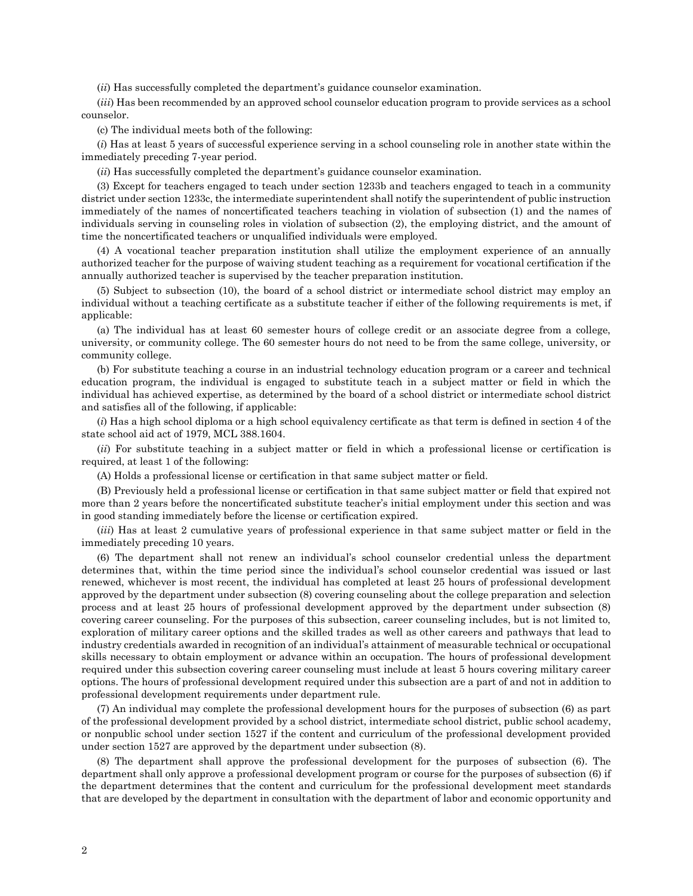(*ii*) Has successfully completed the department's guidance counselor examination.

(*iii*) Has been recommended by an approved school counselor education program to provide services as a school counselor.

(c) The individual meets both of the following:

(*i*) Has at least 5 years of successful experience serving in a school counseling role in another state within the immediately preceding 7-year period.

(*ii*) Has successfully completed the department's guidance counselor examination.

(3) Except for teachers engaged to teach under section 1233b and teachers engaged to teach in a community district under section 1233c, the intermediate superintendent shall notify the superintendent of public instruction immediately of the names of noncertificated teachers teaching in violation of subsection (1) and the names of individuals serving in counseling roles in violation of subsection (2), the employing district, and the amount of time the noncertificated teachers or unqualified individuals were employed.

(4) A vocational teacher preparation institution shall utilize the employment experience of an annually authorized teacher for the purpose of waiving student teaching as a requirement for vocational certification if the annually authorized teacher is supervised by the teacher preparation institution.

(5) Subject to subsection (10), the board of a school district or intermediate school district may employ an individual without a teaching certificate as a substitute teacher if either of the following requirements is met, if applicable:

(a) The individual has at least 60 semester hours of college credit or an associate degree from a college, university, or community college. The 60 semester hours do not need to be from the same college, university, or community college.

(b) For substitute teaching a course in an industrial technology education program or a career and technical education program, the individual is engaged to substitute teach in a subject matter or field in which the individual has achieved expertise, as determined by the board of a school district or intermediate school district and satisfies all of the following, if applicable:

(*i*) Has a high school diploma or a high school equivalency certificate as that term is defined in section 4 of the state school aid act of 1979, MCL 388.1604.

(*ii*) For substitute teaching in a subject matter or field in which a professional license or certification is required, at least 1 of the following:

(A) Holds a professional license or certification in that same subject matter or field.

(B) Previously held a professional license or certification in that same subject matter or field that expired not more than 2 years before the noncertificated substitute teacher's initial employment under this section and was in good standing immediately before the license or certification expired.

(*iii*) Has at least 2 cumulative years of professional experience in that same subject matter or field in the immediately preceding 10 years.

(6) The department shall not renew an individual's school counselor credential unless the department determines that, within the time period since the individual's school counselor credential was issued or last renewed, whichever is most recent, the individual has completed at least 25 hours of professional development approved by the department under subsection (8) covering counseling about the college preparation and selection process and at least 25 hours of professional development approved by the department under subsection (8) covering career counseling. For the purposes of this subsection, career counseling includes, but is not limited to, exploration of military career options and the skilled trades as well as other careers and pathways that lead to industry credentials awarded in recognition of an individual's attainment of measurable technical or occupational skills necessary to obtain employment or advance within an occupation. The hours of professional development required under this subsection covering career counseling must include at least 5 hours covering military career options. The hours of professional development required under this subsection are a part of and not in addition to professional development requirements under department rule.

(7) An individual may complete the professional development hours for the purposes of subsection (6) as part of the professional development provided by a school district, intermediate school district, public school academy, or nonpublic school under section 1527 if the content and curriculum of the professional development provided under section 1527 are approved by the department under subsection (8).

(8) The department shall approve the professional development for the purposes of subsection (6). The department shall only approve a professional development program or course for the purposes of subsection (6) if the department determines that the content and curriculum for the professional development meet standards that are developed by the department in consultation with the department of labor and economic opportunity and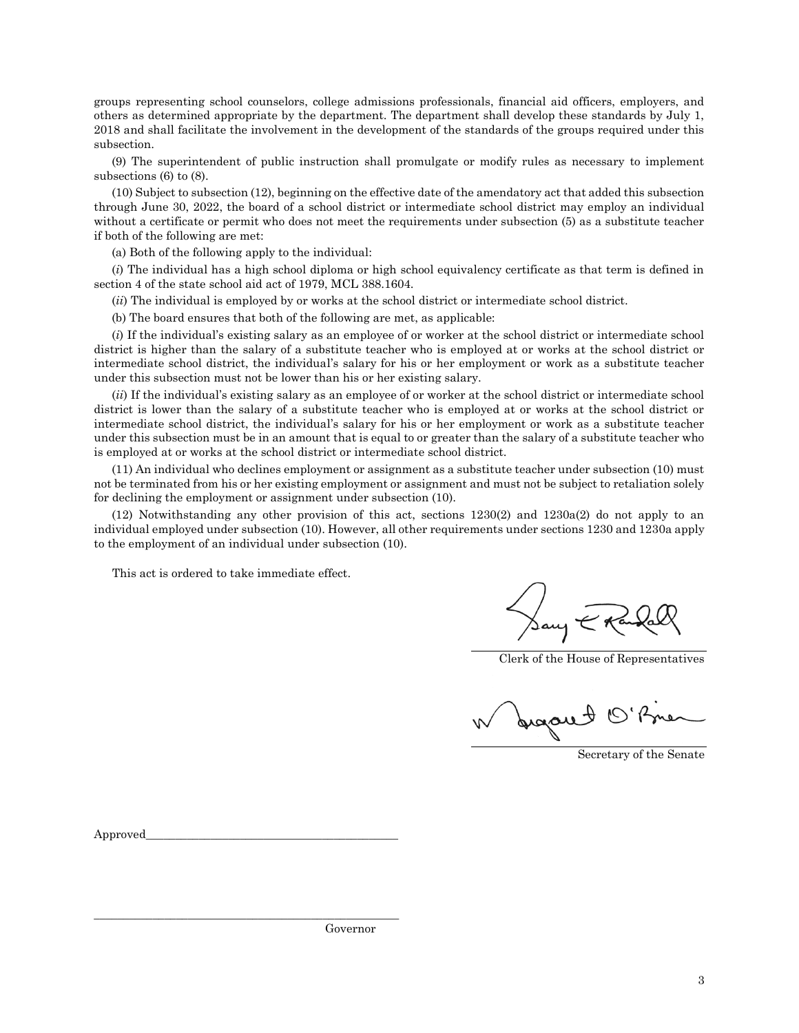groups representing school counselors, college admissions professionals, financial aid officers, employers, and others as determined appropriate by the department. The department shall develop these standards by July 1, 2018 and shall facilitate the involvement in the development of the standards of the groups required under this subsection.

(9) The superintendent of public instruction shall promulgate or modify rules as necessary to implement subsections (6) to (8).

(10) Subject to subsection (12), beginning on the effective date of the amendatory act that added this subsection through June 30, 2022, the board of a school district or intermediate school district may employ an individual without a certificate or permit who does not meet the requirements under subsection (5) as a substitute teacher if both of the following are met:

(a) Both of the following apply to the individual:

(*i*) The individual has a high school diploma or high school equivalency certificate as that term is defined in section 4 of the state school aid act of 1979, MCL 388.1604.

(*ii*) The individual is employed by or works at the school district or intermediate school district.

(b) The board ensures that both of the following are met, as applicable:

(*i*) If the individual's existing salary as an employee of or worker at the school district or intermediate school district is higher than the salary of a substitute teacher who is employed at or works at the school district or intermediate school district, the individual's salary for his or her employment or work as a substitute teacher under this subsection must not be lower than his or her existing salary.

(*ii*) If the individual's existing salary as an employee of or worker at the school district or intermediate school district is lower than the salary of a substitute teacher who is employed at or works at the school district or intermediate school district, the individual's salary for his or her employment or work as a substitute teacher under this subsection must be in an amount that is equal to or greater than the salary of a substitute teacher who is employed at or works at the school district or intermediate school district.

(11) An individual who declines employment or assignment as a substitute teacher under subsection (10) must not be terminated from his or her existing employment or assignment and must not be subject to retaliation solely for declining the employment or assignment under subsection (10).

(12) Notwithstanding any other provision of this act, sections 1230(2) and 1230a(2) do not apply to an individual employed under subsection (10). However, all other requirements under sections 1230 and 1230a apply to the employment of an individual under subsection (10).

This act is ordered to take immediate effect.

Clerk of the House of Representatives

Secretary of the Senate

Approved\_\_\_\_\_\_\_\_\_\_\_\_\_\_\_\_\_\_\_\_\_\_\_\_\_\_\_\_\_\_\_\_\_\_\_\_\_\_\_\_\_\_

\_\_\_\_\_\_\_\_\_\_\_\_\_\_\_\_\_\_\_\_\_\_\_\_\_\_\_\_\_\_\_\_\_\_\_\_\_\_\_\_\_\_\_\_\_\_\_\_\_\_

Governor